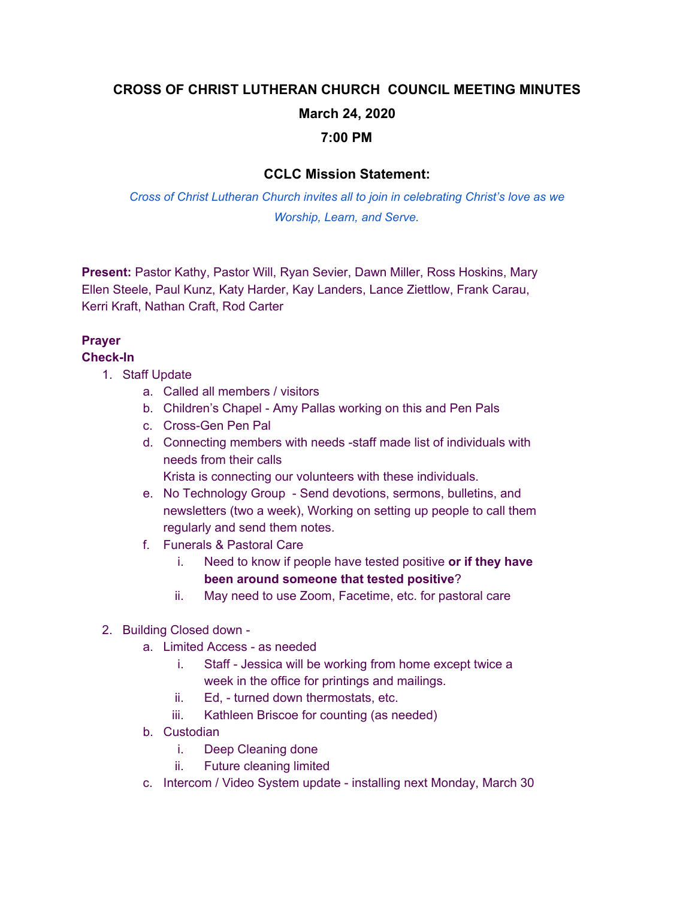# CROSS OF CHRIST LUTHERAN CHURCH COUNCIL MEETING MINUTES

## March 24, 2020

## 7:00 PM

### CCLC Mission Statement:

*Cross of Christ Lutheran Church invites all to join in celebrating Christ's love as we Worship, Learn, and Serve.*

**Present:** Pastor Kathy, Pastor Will, Ryan Sevier, Dawn Miller, Ross Hoskins, Mary Ellen Steele, Paul Kunz, Katy Harder, Kay Landers, Lance Ziettlow, Frank Carau, Kerri Kraft, Nathan Craft, Rod Carter

**Prayer**

**Check-In**

1. Staff Update
   a. Called all members / visitors
   b. Children's Chapel - Amy Pallas working on this and Pen Pals
   c. Cross-Gen Pen Pal
   d. Connecting members with needs -staff made list of individuals with needs from their calls
      Krista is connecting our volunteers with these individuals.
   e. No Technology Group - Send devotions, sermons, bulletins, and newsletters (two a week), Working on setting up people to call them regularly and send them notes.
   f. Funerals & Pastoral Care
      i. Need to know if people have tested positive **or if they have been around someone that tested positive**?
      ii. May need to use Zoom, Facetime, etc. for pastoral care

2. Building Closed down -
   a. Limited Access - as needed
      i. Staff - Jessica will be working from home except twice a week in the office for printings and mailings.
      ii. Ed, - turned down thermostats, etc.
      iii. Kathleen Briscoe for counting (as needed)
   b. Custodian
      i. Deep Cleaning done
      ii. Future cleaning limited
   c. Intercom / Video System update - installing next Monday, March 30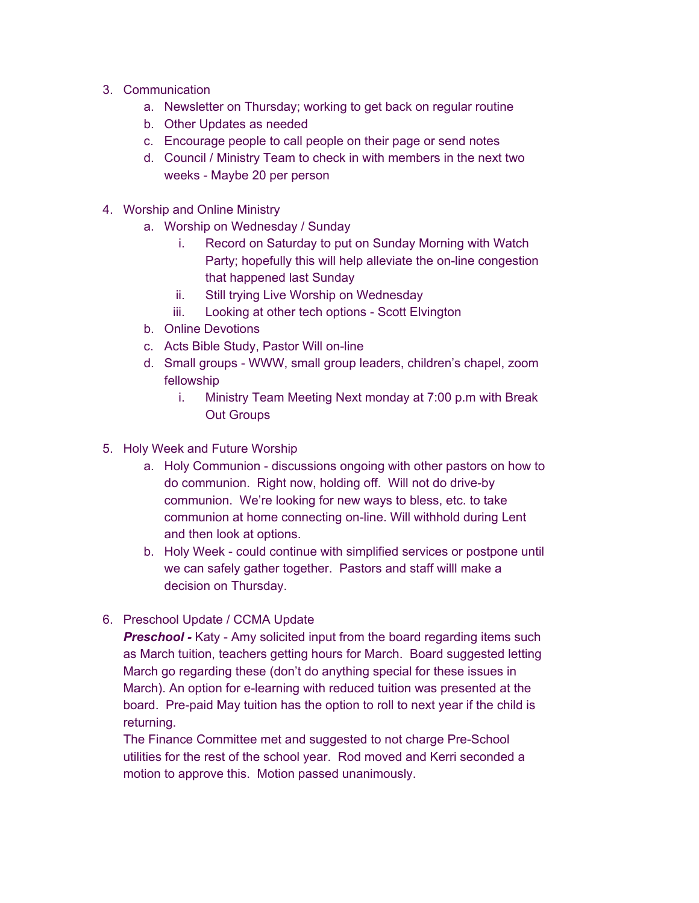3. Communication
    a. Newsletter on Thursday; working to get back on regular routine
    b. Other Updates as needed
    c. Encourage people to call people on their page or send notes
    d. Council / Ministry Team to check in with members in the next two weeks - Maybe 20 per person

4. Worship and Online Ministry
    a. Worship on Wednesday / Sunday
        i. Record on Saturday to put on Sunday Morning with Watch Party; hopefully this will help alleviate the on-line congestion that happened last Sunday
        ii. Still trying Live Worship on Wednesday
        iii. Looking at other tech options - Scott Elvington
    b. Online Devotions
    c. Acts Bible Study, Pastor Will on-line
    d. Small groups - WWW, small group leaders, children's chapel, zoom fellowship
        i. Ministry Team Meeting Next monday at 7:00 p.m with Break Out Groups

5. Holy Week and Future Worship
    a. Holy Communion - discussions ongoing with other pastors on how to do communion. Right now, holding off. Will not do drive-by communion. We're looking for new ways to bless, etc. to take communion at home connecting on-line. Will withhold during Lent and then look at options.
    b. Holy Week - could continue with simplified services or postpone until we can safely gather together. Pastors and staff willl make a decision on Thursday.

6. Preschool Update / CCMA Update

    ***Preschool -*** Katy - Amy solicited input from the board regarding items such as March tuition, teachers getting hours for March. Board suggested letting March go regarding these (don't do anything special for these issues in March). An option for e-learning with reduced tuition was presented at the board. Pre-paid May tuition has the option to roll to next year if the child is returning.

    The Finance Committee met and suggested to not charge Pre-School utilities for the rest of the school year. Rod moved and Kerri seconded a motion to approve this. Motion passed unanimously.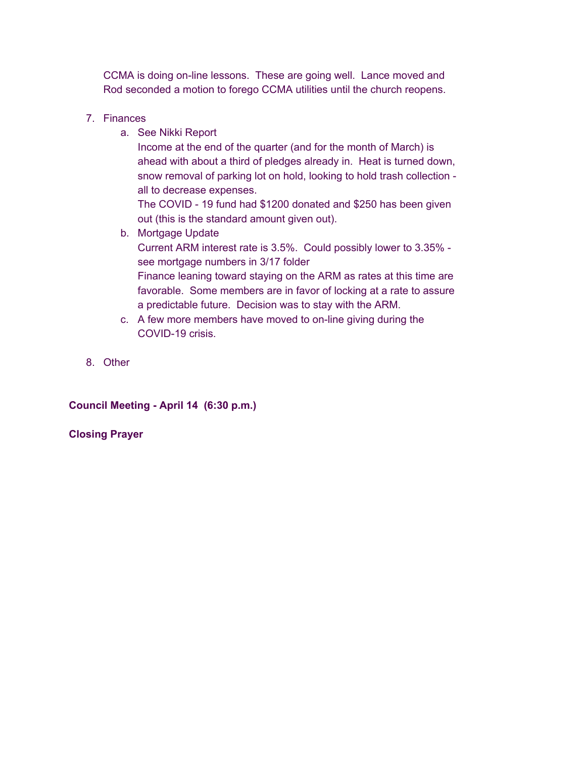CCMA is doing on-line lessons. These are going well. Lance moved and Rod seconded a motion to forego CCMA utilities until the church reopens.

7. Finances
   a. See Nikki Report
      Income at the end of the quarter (and for the month of March) is ahead with about a third of pledges already in. Heat is turned down, snow removal of parking lot on hold, looking to hold trash collection - all to decrease expenses.
      The COVID - 19 fund had $1200 donated and $250 has been given out (this is the standard amount given out).
   b. Mortgage Update
      Current ARM interest rate is 3.5%. Could possibly lower to 3.35% - see mortgage numbers in 3/17 folder
      Finance leaning toward staying on the ARM as rates at this time are favorable. Some members are in favor of locking at a rate to assure a predictable future. Decision was to stay with the ARM.
   c. A few more members have moved to on-line giving during the COVID-19 crisis.

8. Other

**Council Meeting - April 14 (6:30 p.m.)**

**Closing Prayer**